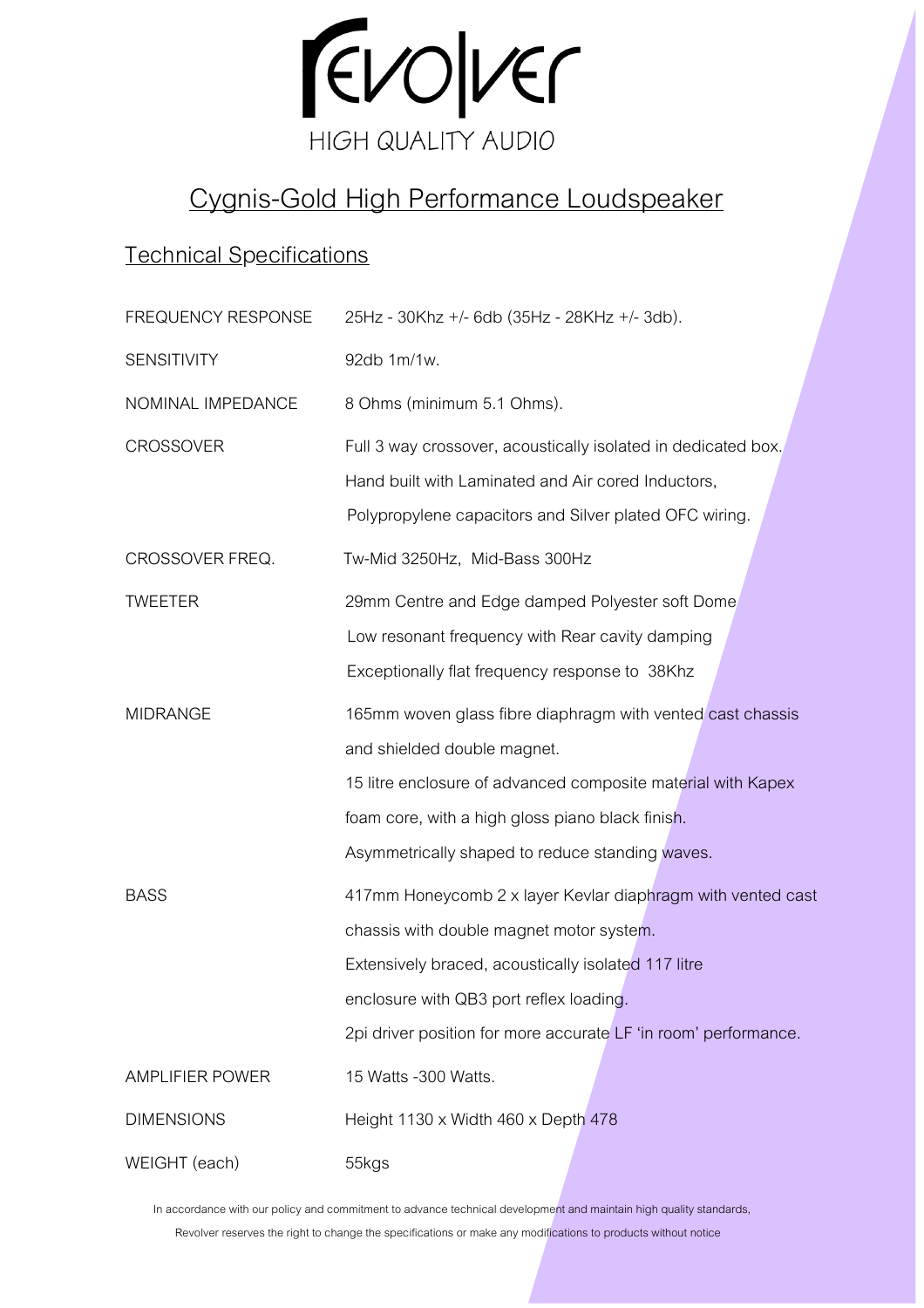# Revolver

HIGH QUALITY AUDIO

## Cygnis-Gold High Performance Loudspeaker

### Technical Specifications

| | |
|---|---|
| FREQUENCY RESPONSE | 25Hz - 30Khz +/- 6db (35Hz - 28KHz +/- 3db). |
| SENSITIVITY | 92db 1m/1w. |
| NOMINAL IMPEDANCE | 8 Ohms (minimum 5.1 Ohms). |
| CROSSOVER | Full 3 way crossover, acoustically isolated in dedicated box. Hand built with Laminated and Air cored Inductors, Polypropylene capacitors and Silver plated OFC wiring. |
| CROSSOVER FREQ. | Tw-Mid 3250Hz, Mid-Bass 300Hz |
| TWEETER | 29mm Centre and Edge damped Polyester soft Dome Low resonant frequency with Rear cavity damping Exceptionally flat frequency response to 38Khz |
| MIDRANGE | 165mm woven glass fibre diaphragm with vented cast chassis and shielded double magnet. 15 litre enclosure of advanced composite material with Kapex foam core, with a high gloss piano black finish. Asymmetrically shaped to reduce standing waves. |
| BASS | 417mm Honeycomb 2 x layer Kevlar diaphragm with vented cast chassis with double magnet motor system. Extensively braced, acoustically isolated 117 litre enclosure with QB3 port reflex loading. 2pi driver position for more accurate LF 'in room' performance. |
| AMPLIFIER POWER | 15 Watts -300 Watts. |
| DIMENSIONS | Height 1130 x Width 460 x Depth 478 |
| WEIGHT (each) | 55kgs |

In accordance with our policy and commitment to advance technical development and maintain high quality standards, Revolver reserves the right to change the specifications or make any modifications to products without notice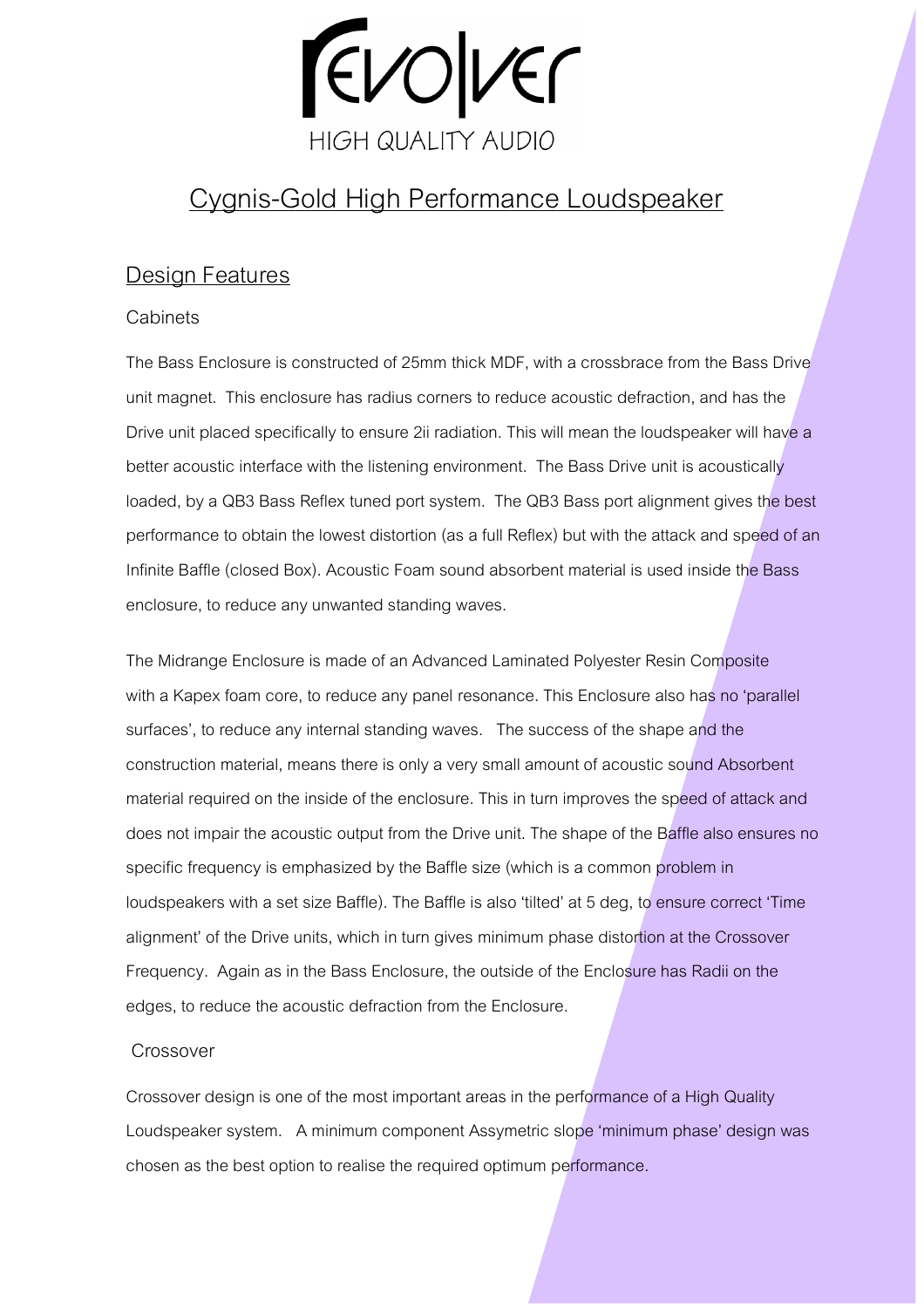# Revolver

HIGH QUALITY AUDIO

## Cygnis-Gold High Performance Loudspeaker

### Design Features

#### Cabinets

The Bass Enclosure is constructed of 25mm thick MDF, with a crossbrace from the Bass Drive unit magnet. This enclosure has radius corners to reduce acoustic defraction, and has the Drive unit placed specifically to ensure 2ii radiation. This will mean the loudspeaker will have a better acoustic interface with the listening environment. The Bass Drive unit is acoustically loaded, by a QB3 Bass Reflex tuned port system. The QB3 Bass port alignment gives the best performance to obtain the lowest distortion (as a full Reflex) but with the attack and speed of an Infinite Baffle (closed Box). Acoustic Foam sound absorbent material is used inside the Bass enclosure, to reduce any unwanted standing waves.

The Midrange Enclosure is made of an Advanced Laminated Polyester Resin Composite with a Kapex foam core, to reduce any panel resonance. This Enclosure also has no 'parallel surfaces', to reduce any internal standing waves. The success of the shape and the construction material, means there is only a very small amount of acoustic sound Absorbent material required on the inside of the enclosure. This in turn improves the speed of attack and does not impair the acoustic output from the Drive unit. The shape of the Baffle also ensures no specific frequency is emphasized by the Baffle size (which is a common problem in loudspeakers with a set size Baffle). The Baffle is also 'tilted' at 5 deg, to ensure correct 'Time alignment' of the Drive units, which in turn gives minimum phase distortion at the Crossover Frequency. Again as in the Bass Enclosure, the outside of the Enclosure has Radii on the edges, to reduce the acoustic defraction from the Enclosure.

#### Crossover

Crossover design is one of the most important areas in the performance of a High Quality Loudspeaker system. A minimum component Assymetric slope 'minimum phase' design was chosen as the best option to realise the required optimum performance.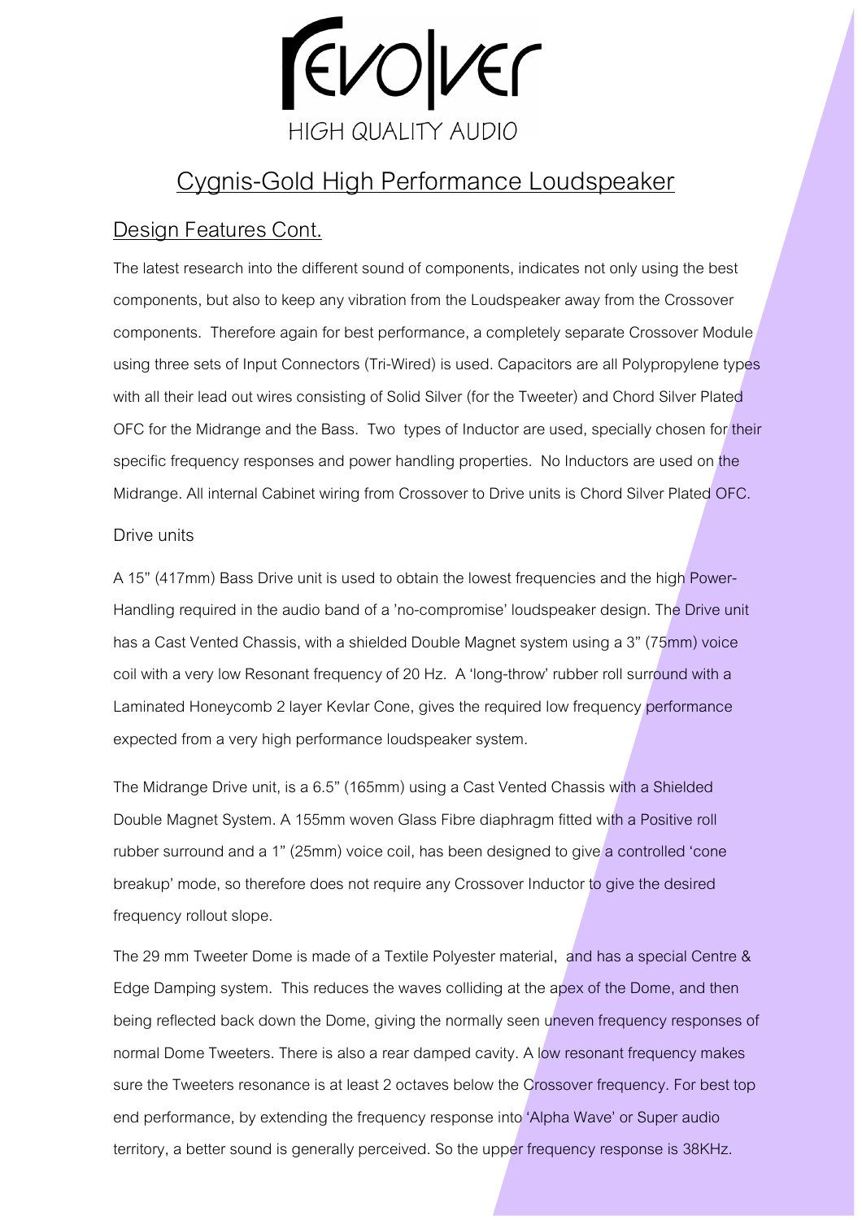# Revolver

HIGH QUALITY AUDIO

## Cygnis-Gold High Performance Loudspeaker

### Design Features Cont.

The latest research into the different sound of components, indicates not only using the best components, but also to keep any vibration from the Loudspeaker away from the Crossover components. Therefore again for best performance, a completely separate Crossover Module using three sets of Input Connectors (Tri-Wired) is used. Capacitors are all Polypropylene types with all their lead out wires consisting of Solid Silver (for the Tweeter) and Chord Silver Plated OFC for the Midrange and the Bass. Two types of Inductor are used, specially chosen for their specific frequency responses and power handling properties. No Inductors are used on the Midrange. All internal Cabinet wiring from Crossover to Drive units is Chord Silver Plated OFC.

Drive units

A 15" (417mm) Bass Drive unit is used to obtain the lowest frequencies and the high Power-Handling required in the audio band of a 'no-compromise' loudspeaker design. The Drive unit has a Cast Vented Chassis, with a shielded Double Magnet system using a 3" (75mm) voice coil with a very low Resonant frequency of 20 Hz. A 'long-throw' rubber roll surround with a Laminated Honeycomb 2 layer Kevlar Cone, gives the required low frequency performance expected from a very high performance loudspeaker system.

The Midrange Drive unit, is a 6.5" (165mm) using a Cast Vented Chassis with a Shielded Double Magnet System. A 155mm woven Glass Fibre diaphragm fitted with a Positive roll rubber surround and a 1" (25mm) voice coil, has been designed to give a controlled 'cone breakup' mode, so therefore does not require any Crossover Inductor to give the desired frequency rollout slope.

The 29 mm Tweeter Dome is made of a Textile Polyester material, and has a special Centre & Edge Damping system. This reduces the waves colliding at the apex of the Dome, and then being reflected back down the Dome, giving the normally seen uneven frequency responses of normal Dome Tweeters. There is also a rear damped cavity. A low resonant frequency makes sure the Tweeters resonance is at least 2 octaves below the Crossover frequency. For best top end performance, by extending the frequency response into 'Alpha Wave' or Super audio territory, a better sound is generally perceived. So the upper frequency response is 38KHz.